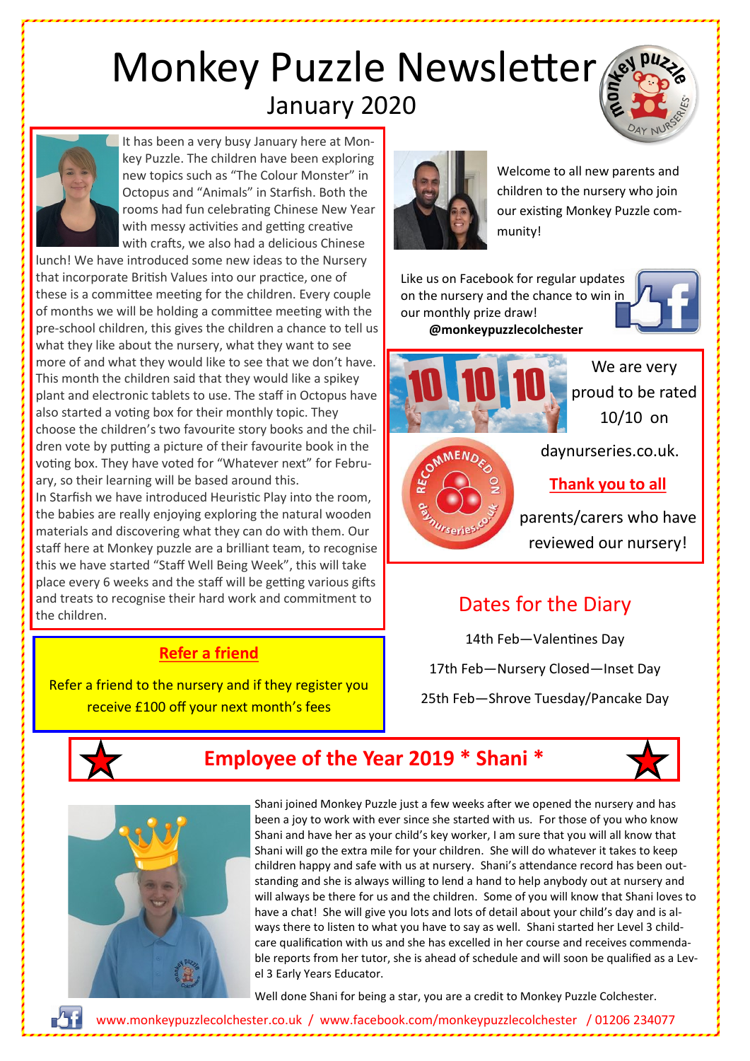# Monkey Puzzle Newsletter

## January 2020

It has been a very busy January here at Monkey Puzzle. The children have been exploring new topics such as "The Colour Monster" in Octopus and "Animals" in Starfish. Both the rooms had fun celebrating Chinese New Year with messy activities and getting creative with crafts, we also had a delicious Chinese lunch! We have introduced some new ideas to the Nursery that incorporate British Values into our practice, one of these is a committee meeting for the children. Every couple of months we will be holding a committee meeting with the pre-school children, this gives the children a chance to tell us what they like about the nursery, what they want to see more of and what they would like to see that we don't have. This month the children said that they would like a spikey plant and electronic tablets to use. The staff in Octopus have also started a voting box for their monthly topic. They choose the children's two favourite story books and the children vote by putting a picture of their favourite book in the voting box. They have voted for "Whatever next" for February, today their learning will be based around this.

In Starfish we have introduced Heuristic Play into the room, the babies are really enjoying exploring the natural wooden materials and discovering what they can do with them. Our staff here at Monkey puzzle are a brilliant team, to recognise this we have started "Staff Well Being Week", this will take place every 6 weeks and the staff will be getting various gifts and treats to recognise their hard work and commitment to the children.

Welcome to all new parents and children to the nursery who join our existing Monkey Puzzle community!

Like us on Facebook for regular updates on the nursery and the chance to win in our monthly prize draw!
**@monkeypuzzlecolchester**

We are very proud to be rated 10/10 on daynurseries.co.uk.

**Thank you to all** parents/carers who have reviewed our nursery!

### Refer a friend

Refer a friend to the nursery and if they register you receive £100 off your next month's fees

### Dates for the Diary

14th Feb—Valentines Day

17th Feb—Nursery Closed—Inset Day

25th Feb—Shrove Tuesday/Pancake Day

## Employee of the Year 2019 * Shani *

Shani joined Monkey Puzzle just a few weeks after we opened the nursery and has been a joy to work with ever since she started with us. For those of you who know Shani and have her as your child's key worker, I am sure that you will all know that Shani will go the extra mile for your children. She will do whatever it takes to keep children happy and safe with us at nursery. Shani's attendance record has been outstanding and she is always willing to lend a hand to help anybody out at nursery and will always be there for us and the children. Some of you will know that Shani loves to have a chat! She will give you lots and lots of detail about your child's day and is always there to listen to what you have to say as well. Shani started her Level 3 childcare qualification with us and she has excelled in her course and receives commendable reports from her tutor, she is ahead of schedule and will soon be qualified as a Level 3 Early Years Educator.

Well done Shani for being a star, you are a credit to Monkey Puzzle Colchester.

www.monkeypuzzlecolchester.co.uk / www.facebook.com/monkeypuzzlecolchester / 01206 234077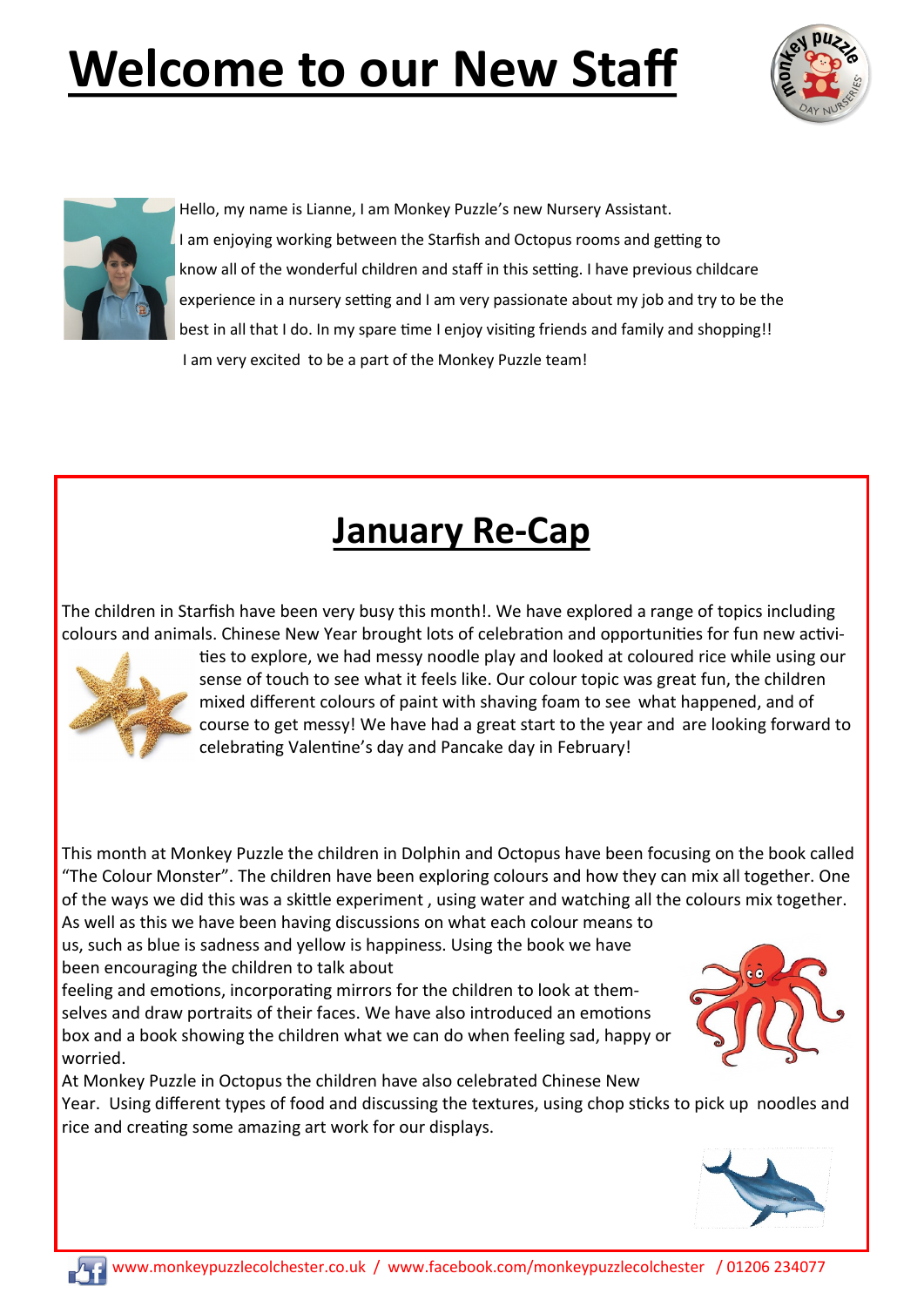# Welcome to our New Staff

Hello, my name is Lianne, I am Monkey Puzzle's new Nursery Assistant. I am enjoying working between the Starfish and Octopus rooms and getting to know all of the wonderful children and staff in this setting. I have previous childcare experience in a nursery setting and I am very passionate about my job and try to be the best in all that I do. In my spare time I enjoy visiting friends and family and shopping!!

I am very excited to be a part of the Monkey Puzzle team!

## January Re-Cap

The children in Starfish have been very busy this month!. We have explored a range of topics including colours and animals. Chinese New Year brought lots of celebration and opportunities for fun new activities to explore, we had messy noodle play and looked at coloured rice while using our sense of touch to see what it feels like. Our colour topic was great fun, the children mixed different colours of paint with shaving foam to see what happened, and of course to get messy! We have had a great start to the year and are looking forward to celebrating Valentine's day and Pancake day in February!

This month at Monkey Puzzle the children in Dolphin and Octopus have been focusing on the book called "The Colour Monster". The children have been exploring colours and how they can mix all together. One of the ways we did this was a skittle experiment , using water and watching all the colours mix together. As well as this we have been having discussions on what each colour means to us, such as blue is sadness and yellow is happiness. Using the book we have been encouraging the children to talk about feeling and emotions, incorporating mirrors for the children to look at themselves and draw portraits of their faces. We have also introduced an emotions box and a book showing the children what we can do when feeling sad, happy or worried.

At Monkey Puzzle in Octopus the children have also celebrated Chinese New Year. Using different types of food and discussing the textures, using chop sticks to pick up noodles and rice and creating some amazing art work for our displays.

www.monkeypuzzlecolchester.co.uk / www.facebook.com/monkeypuzzlecolchester / 01206 234077